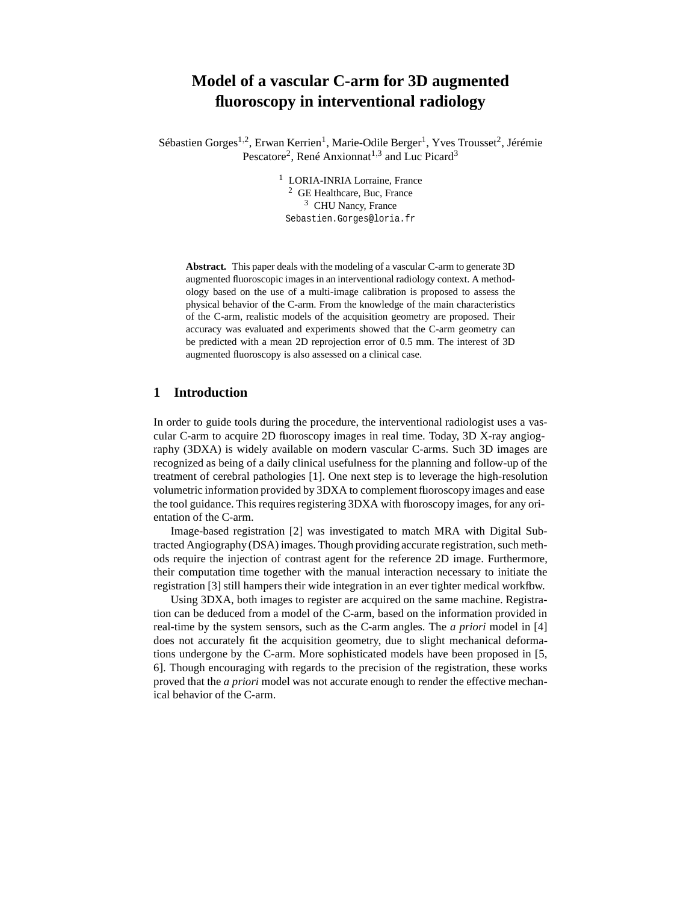# Model of a vascular C-arm for 3D augmented fluoroscopy in interventional radiology

Sébastien Gorges[1,2], Erwan Kerrien[1], Marie-Odile Berger[1], Yves Trousset[2], Jérémie Pescatore[2], René Anxionnat[1,3] and Luc Picard[3]

[1] LORIA-INRIA Lorraine, France
[2] GE Healthcare, Buc, France
[3] CHU Nancy, France
Sebastien.Gorges@loria.fr

**Abstract.** This paper deals with the modeling of a vascular C-arm to generate 3D augmented fluoroscopic images in an interventional radiology context. A methodology based on the use of a multi-image calibration is proposed to assess the physical behavior of the C-arm. From the knowledge of the main characteristics of the C-arm, realistic models of the acquisition geometry are proposed. Their accuracy was evaluated and experiments showed that the C-arm geometry can be predicted with a mean 2D reprojection error of 0.5 mm. The interest of 3D augmented fluoroscopy is also assessed on a clinical case.

## 1 Introduction

In order to guide tools during the procedure, the interventional radiologist uses a vascular C-arm to acquire 2D fluoroscopy images in real time. Today, 3D X-ray angiography (3DXA) is widely available on modern vascular C-arms. Such 3D images are recognized as being of a daily clinical usefulness for the planning and follow-up of the treatment of cerebral pathologies [1]. One next step is to leverage the high-resolution volumetric information provided by 3DXA to complement fluoroscopy images and ease the tool guidance. This requires registering 3DXA with fluoroscopy images, for any orientation of the C-arm.

Image-based registration [2] was investigated to match MRA with Digital Subtracted Angiography (DSA) images. Though providing accurate registration, such methods require the injection of contrast agent for the reference 2D image. Furthermore, their computation time together with the manual interaction necessary to initiate the registration [3] still hampers their wide integration in an ever tighter medical workflow.

Using 3DXA, both images to register are acquired on the same machine. Registration can be deduced from a model of the C-arm, based on the information provided in real-time by the system sensors, such as the C-arm angles. The *a priori* model in [4] does not accurately fit the acquisition geometry, due to slight mechanical deformations undergone by the C-arm. More sophisticated models have been proposed in [5, 6]. Though encouraging with regards to the precision of the registration, these works proved that the *a priori* model was not accurate enough to render the effective mechanical behavior of the C-arm.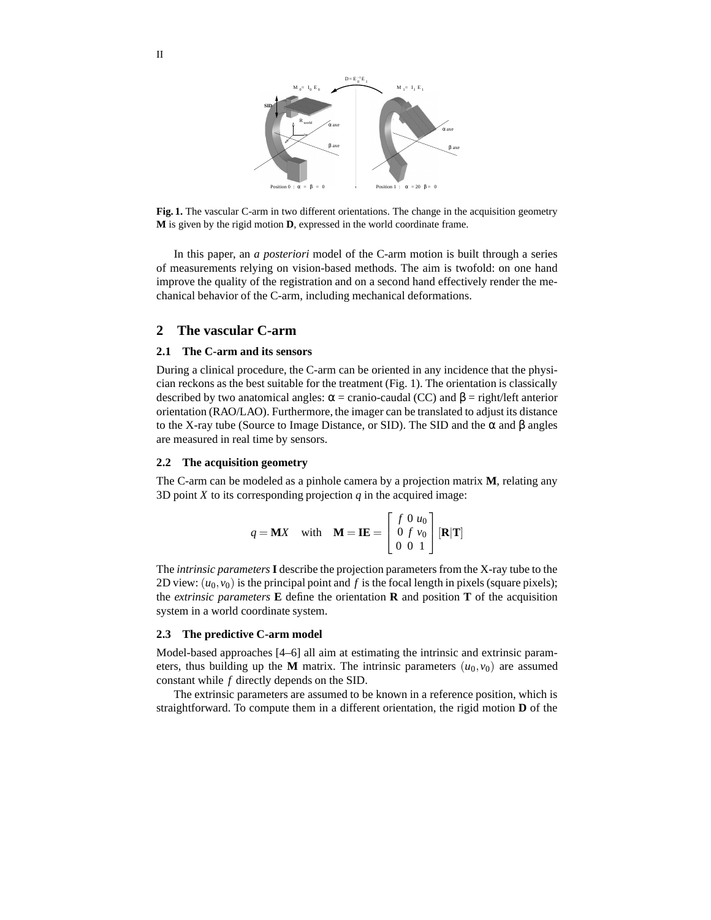**Fig. 1.** The vascular C-arm in two different orientations. The change in the acquisition geometry **M** is given by the rigid motion **D**, expressed in the world coordinate frame.

In this paper, an *a posteriori* model of the C-arm motion is built through a series of measurements relying on vision-based methods. The aim is twofold: on one hand improve the quality of the registration and on a second hand effectively render the mechanical behavior of the C-arm, including mechanical deformations.

## 2 The vascular C-arm

### 2.1 The C-arm and its sensors

During a clinical procedure, the C-arm can be oriented in any incidence that the physician reckons as the best suitable for the treatment (Fig. 1). The orientation is classically described by two anatomical angles: $\alpha$ = cranio-caudal (CC) and $\beta$ = right/left anterior orientation (RAO/LAO). Furthermore, the imager can be translated to adjust its distance to the X-ray tube (Source to Image Distance, or SID). The SID and the $\alpha$ and $\beta$ angles are measured in real time by sensors.

### 2.2 The acquisition geometry

The C-arm can be modeled as a pinhole camera by a projection matrix **M**, relating any 3D point $X$ to its corresponding projection $q$ in the acquired image:

$$q = \mathbf{M}X \quad \text{with} \quad \mathbf{M} = \mathbf{IE} = \begin{bmatrix} f & 0 & u_0 \\ 0 & f & v_0 \\ 0 & 0 & 1 \end{bmatrix} [\mathbf{R}|\mathbf{T}]$$

The *intrinsic parameters* **I** describe the projection parameters from the X-ray tube to the 2D view: $(u_0, v_0)$ is the principal point and $f$ is the focal length in pixels (square pixels); the *extrinsic parameters* **E** define the orientation **R** and position **T** of the acquisition system in a world coordinate system.

### 2.3 The predictive C-arm model

Model-based approaches [4–6] all aim at estimating the intrinsic and extrinsic parameters, thus building up the **M** matrix. The intrinsic parameters $(u_0, v_0)$ are assumed constant while $f$ directly depends on the SID.

The extrinsic parameters are assumed to be known in a reference position, which is straightforward. To compute them in a different orientation, the rigid motion **D** of the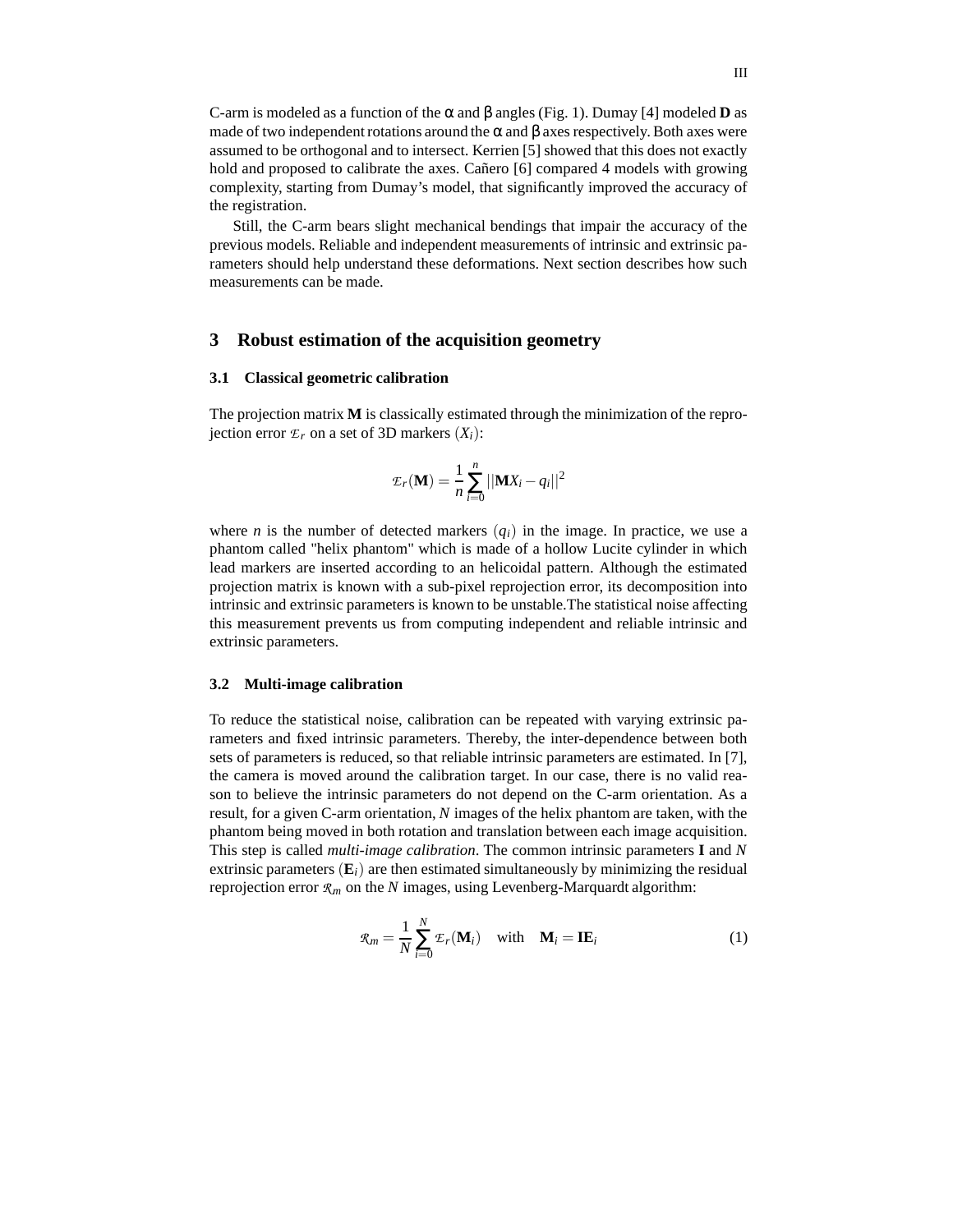C-arm is modeled as a function of the $\alpha$ and $\beta$ angles (Fig. 1). Dumay [4] modeled **D** as made of two independent rotations around the $\alpha$ and $\beta$ axes respectively. Both axes were assumed to be orthogonal and to intersect. Kerrien [5] showed that this does not exactly hold and proposed to calibrate the axes. Cañero [6] compared 4 models with growing complexity, starting from Dumay's model, that significantly improved the accuracy of the registration.

Still, the C-arm bears slight mechanical bendings that impair the accuracy of the previous models. Reliable and independent measurements of intrinsic and extrinsic parameters should help understand these deformations. Next section describes how such measurements can be made.

## 3 Robust estimation of the acquisition geometry

### 3.1 Classical geometric calibration

The projection matrix **M** is classically estimated through the minimization of the reprojection error $\mathcal{E}_r$ on a set of 3D markers $(X_i)$:

$$\mathcal{E}_r(\mathbf{M}) = \frac{1}{n}\sum_{i=0}^{n} ||\mathbf{M}X_i - q_i||^2$$

where $n$ is the number of detected markers $(q_i)$ in the image. In practice, we use a phantom called "helix phantom" which is made of a hollow Lucite cylinder in which lead markers are inserted according to an helicoidal pattern. Although the estimated projection matrix is known with a sub-pixel reprojection error, its decomposition into intrinsic and extrinsic parameters is known to be unstable.The statistical noise affecting this measurement prevents us from computing independent and reliable intrinsic and extrinsic parameters.

### 3.2 Multi-image calibration

To reduce the statistical noise, calibration can be repeated with varying extrinsic parameters and fixed intrinsic parameters. Thereby, the inter-dependence between both sets of parameters is reduced, so that reliable intrinsic parameters are estimated. In [7], the camera is moved around the calibration target. In our case, there is no valid reason to believe the intrinsic parameters do not depend on the C-arm orientation. As a result, for a given C-arm orientation, $N$ images of the helix phantom are taken, with the phantom being moved in both rotation and translation between each image acquisition. This step is called *multi-image calibration*. The common intrinsic parameters **I** and $N$ extrinsic parameters $(\mathbf{E}_i)$ are then estimated simultaneously by minimizing the residual reprojection error $\mathcal{R}_m$ on the $N$ images, using Levenberg-Marquardt algorithm:

$$\mathcal{R}_m = \frac{1}{N}\sum_{i=0}^{N} \mathcal{E}_r(\mathbf{M}_i) \quad \text{with} \quad \mathbf{M}_i = \mathbf{I}\mathbf{E}_i \tag{1}$$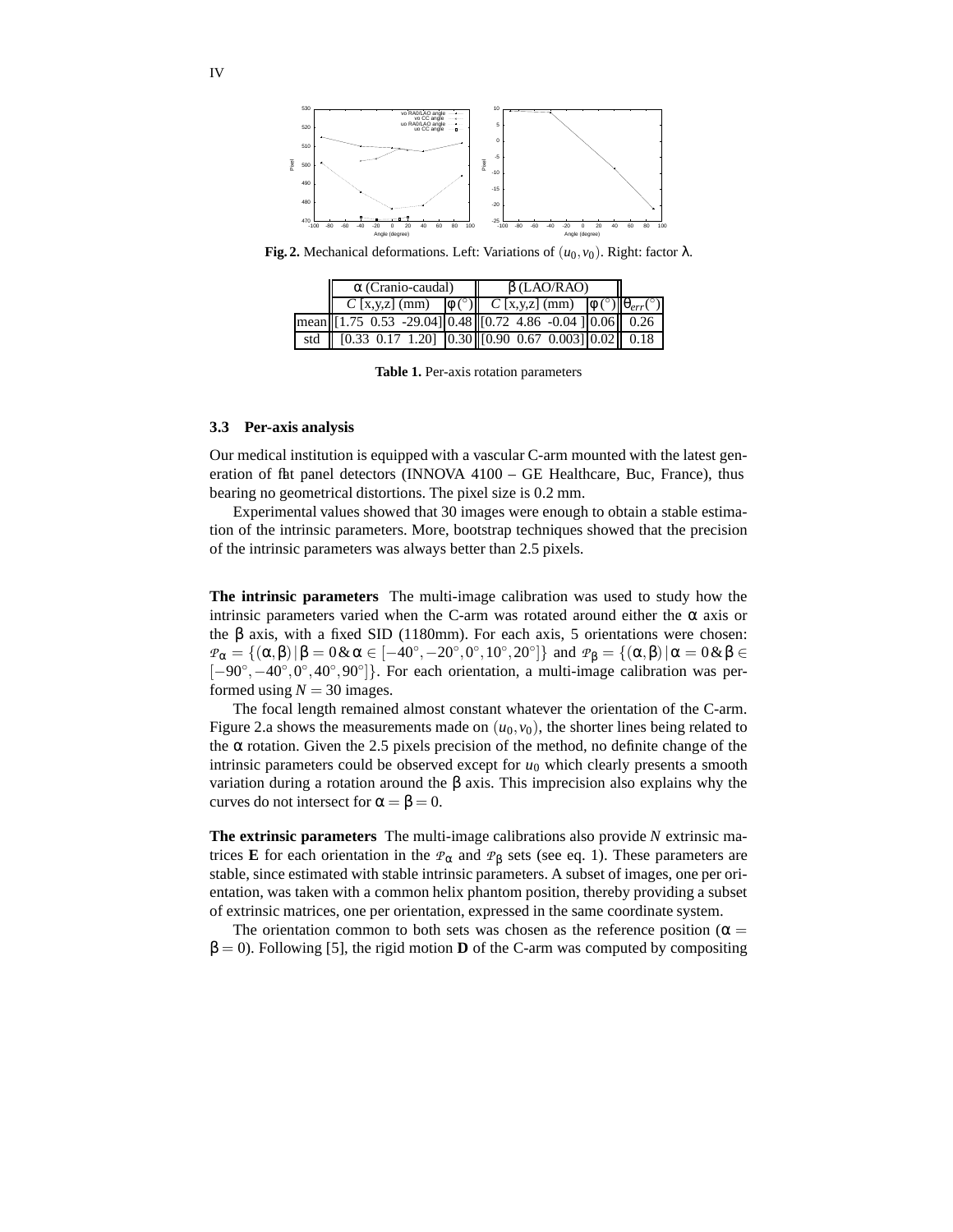**Fig. 2.** Mechanical deformations. Left: Variations of $(u_0, v_0)$. Right: factor $\lambda$.

| | $\alpha$ (Cranio-caudal) | | $\beta$ (LAO/RAO) | | |
|---|---|---|---|---|---|
| | $C$ [x,y,z] (mm) | $\phi(^\circ)$ | $C$ [x,y,z] (mm) | $\phi(^\circ)$ | $\theta_{err}(^\circ)$ |
| mean | [1.75 0.53 -29.04] | 0.48 | [0.72 4.86 -0.04 ] | 0.06 | 0.26 |
| std | [0.33 0.17 1.20] | 0.30 | [0.90 0.67 0.003] | 0.02 | 0.18 |

**Table 1.** Per-axis rotation parameters

### 3.3 Per-axis analysis

Our medical institution is equipped with a vascular C-arm mounted with the latest generation of flat panel detectors (INNOVA 4100 – GE Healthcare, Buc, France), thus bearing no geometrical distortions. The pixel size is 0.2 mm.

Experimental values showed that 30 images were enough to obtain a stable estimation of the intrinsic parameters. More, bootstrap techniques showed that the precision of the intrinsic parameters was always better than 2.5 pixels.

**The intrinsic parameters** The multi-image calibration was used to study how the intrinsic parameters varied when the C-arm was rotated around either the $\alpha$ axis or the $\beta$ axis, with a fixed SID (1180mm). For each axis, 5 orientations were chosen: $\mathcal{P}_\alpha = \{(\alpha,\beta) \,|\, \beta = 0 \,\&\, \alpha \in [-40^\circ, -20^\circ, 0^\circ, 10^\circ, 20^\circ]\}$ and $\mathcal{P}_\beta = \{(\alpha,\beta) \,|\, \alpha = 0 \,\&\, \beta \in [-90^\circ, -40^\circ, 0^\circ, 40^\circ, 90^\circ]\}$. For each orientation, a multi-image calibration was performed using $N = 30$ images.

The focal length remained almost constant whatever the orientation of the C-arm. Figure 2.a shows the measurements made on $(u_0, v_0)$, the shorter lines being related to the $\alpha$ rotation. Given the 2.5 pixels precision of the method, no definite change of the intrinsic parameters could be observed except for $u_0$ which clearly presents a smooth variation during a rotation around the $\beta$ axis. This imprecision also explains why the curves do not intersect for $\alpha = \beta = 0$.

**The extrinsic parameters** The multi-image calibrations also provide $N$ extrinsic matrices $\mathbf{E}$ for each orientation in the $\mathcal{P}_\alpha$ and $\mathcal{P}_\beta$ sets (see eq. 1). These parameters are stable, since estimated with stable intrinsic parameters. A subset of images, one per orientation, was taken with a common helix phantom position, thereby providing a subset of extrinsic matrices, one per orientation, expressed in the same coordinate system.

The orientation common to both sets was chosen as the reference position ($\alpha = \beta = 0$). Following [5], the rigid motion $\mathbf{D}$ of the C-arm was computed by compositing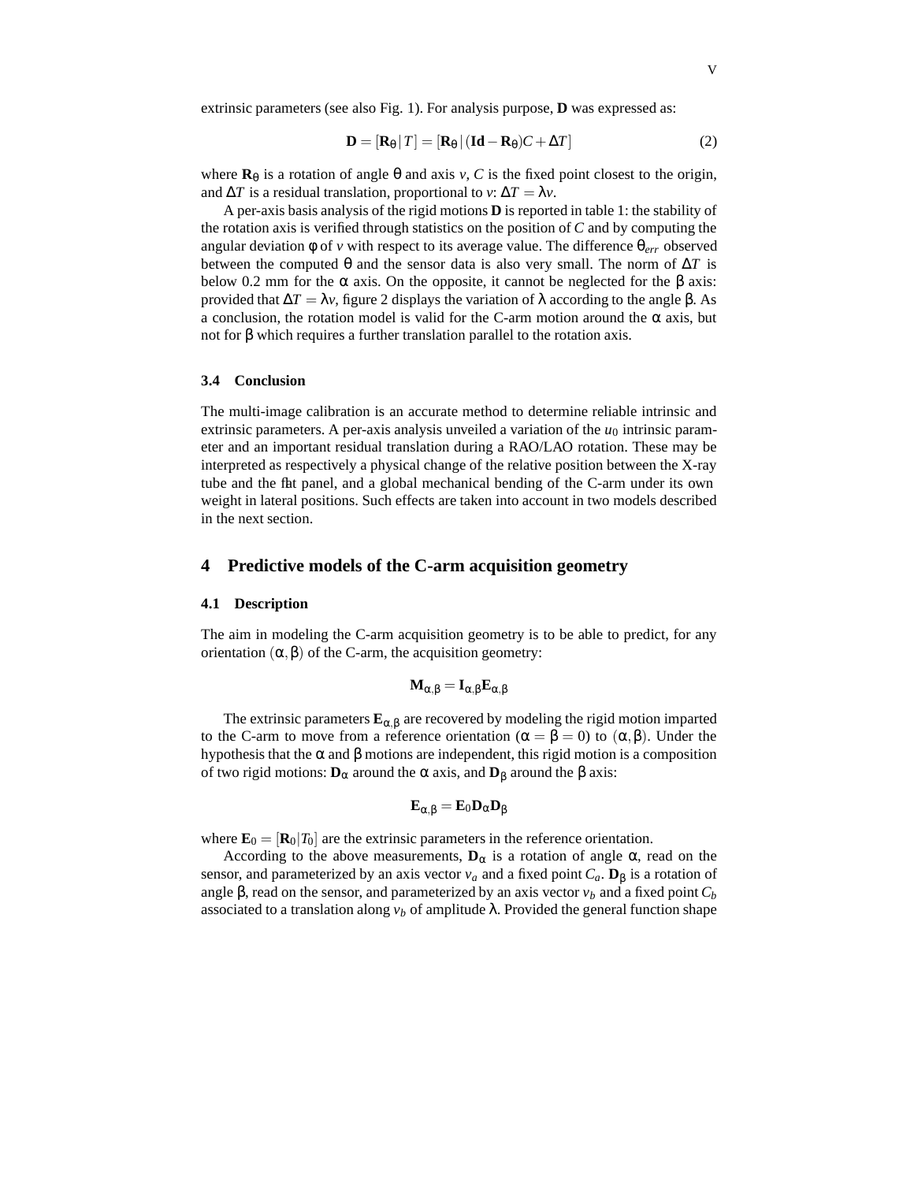extrinsic parameters (see also Fig. 1). For analysis purpose, $\mathbf{D}$ was expressed as:

$$\mathbf{D} = [\mathbf{R}_\theta \,|\, T] = [\mathbf{R}_\theta \,|\, (\mathbf{Id} - \mathbf{R}_\theta)C + \Delta T] \tag{2}$$

where $\mathbf{R}_\theta$ is a rotation of angle $\theta$ and axis $v$, $C$ is the fixed point closest to the origin, and $\Delta T$ is a residual translation, proportional to $v$: $\Delta T = \lambda v$.

A per-axis basis analysis of the rigid motions $\mathbf{D}$ is reported in table 1: the stability of the rotation axis is verified through statistics on the position of $C$ and by computing the angular deviation $\phi$ of $v$ with respect to its average value. The difference $\theta_{err}$ observed between the computed $\theta$ and the sensor data is also very small. The norm of $\Delta T$ is below 0.2 mm for the $\alpha$ axis. On the opposite, it cannot be neglected for the $\beta$ axis: provided that $\Delta T = \lambda v$, figure 2 displays the variation of $\lambda$ according to the angle $\beta$. As a conclusion, the rotation model is valid for the C-arm motion around the $\alpha$ axis, but not for $\beta$ which requires a further translation parallel to the rotation axis.

### 3.4 Conclusion

The multi-image calibration is an accurate method to determine reliable intrinsic and extrinsic parameters. A per-axis analysis unveiled a variation of the $u_0$ intrinsic parameter and an important residual translation during a RAO/LAO rotation. These may be interpreted as respectively a physical change of the relative position between the X-ray tube and the flat panel, and a global mechanical bending of the C-arm under its own weight in lateral positions. Such effects are taken into account in two models described in the next section.

## 4 Predictive models of the C-arm acquisition geometry

### 4.1 Description

The aim in modeling the C-arm acquisition geometry is to be able to predict, for any orientation $(\alpha, \beta)$ of the C-arm, the acquisition geometry:

$$\mathbf{M}_{\alpha,\beta} = \mathbf{I}_{\alpha,\beta}\mathbf{E}_{\alpha,\beta}$$

The extrinsic parameters $\mathbf{E}_{\alpha,\beta}$ are recovered by modeling the rigid motion imparted to the C-arm to move from a reference orientation ($\alpha = \beta = 0$) to $(\alpha, \beta)$. Under the hypothesis that the $\alpha$ and $\beta$ motions are independent, this rigid motion is a composition of two rigid motions: $\mathbf{D}_\alpha$ around the $\alpha$ axis, and $\mathbf{D}_\beta$ around the $\beta$ axis:

$$\mathbf{E}_{\alpha,\beta} = \mathbf{E}_0\mathbf{D}_\alpha\mathbf{D}_\beta$$

where $\mathbf{E}_0 = [\mathbf{R}_0 | T_0]$ are the extrinsic parameters in the reference orientation.

According to the above measurements, $\mathbf{D}_\alpha$ is a rotation of angle $\alpha$, read on the sensor, and parameterized by an axis vector $v_a$ and a fixed point $C_a$. $\mathbf{D}_\beta$ is a rotation of angle $\beta$, read on the sensor, and parameterized by an axis vector $v_b$ and a fixed point $C_b$ associated to a translation along $v_b$ of amplitude $\lambda$. Provided the general function shape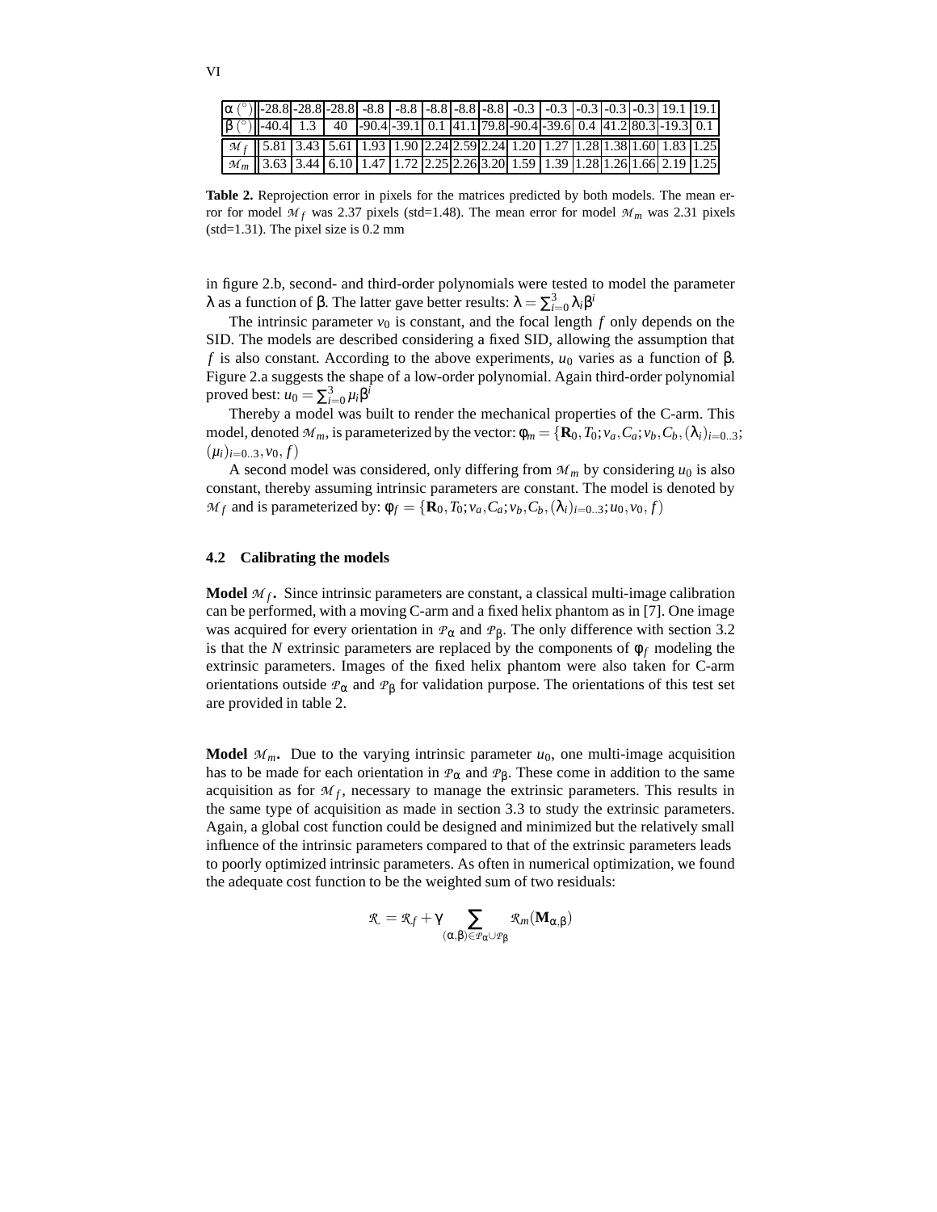| $\alpha$ (°) | -28.8 | -28.8 | -28.8 | -8.8 | -8.8 | -8.8 | -8.8 | -8.8 | -0.3 | -0.3 | -0.3 | -0.3 | -0.3 | 19.1 | 19.1 |
|---|---|---|---|---|---|---|---|---|---|---|---|---|---|---|---|
| $\beta$ (°) | -40.4 | 1.3 | 40 | -90.4 | -39.1 | 0.1 | 41.1 | 79.8 | -90.4 | -39.6 | 0.4 | 41.2 | 80.3 | -19.3 | 0.1 |
| $\mathcal{M}_f$ | 5.81 | 3.43 | 5.61 | 1.93 | 1.90 | 2.24 | 2.59 | 2.24 | 1.20 | 1.27 | 1.28 | 1.38 | 1.60 | 1.83 | 1.25 |
| $\mathcal{M}_m$ | 3.63 | 3.44 | 6.10 | 1.47 | 1.72 | 2.25 | 2.26 | 3.20 | 1.59 | 1.39 | 1.28 | 1.26 | 1.66 | 2.19 | 1.25 |

**Table 2.** Reprojection error in pixels for the matrices predicted by both models. The mean error for model $\mathcal{M}_f$ was 2.37 pixels (std=1.48). The mean error for model $\mathcal{M}_m$ was 2.31 pixels (std=1.31). The pixel size is 0.2 mm

in figure 2.b, second- and third-order polynomials were tested to model the parameter $\lambda$ as a function of $\beta$. The latter gave better results: $\lambda = \sum_{i=0}^{3} \lambda_i \beta^i$

The intrinsic parameter $v_0$ is constant, and the focal length $f$ only depends on the SID. The models are described considering a fixed SID, allowing the assumption that $f$ is also constant. According to the above experiments, $u_0$ varies as a function of $\beta$. Figure 2.a suggests the shape of a low-order polynomial. Again third-order polynomial proved best: $u_0 = \sum_{i=0}^{3} \mu_i \beta^i$

Thereby a model was built to render the mechanical properties of the C-arm. This model, denoted $\mathcal{M}_m$, is parameterized by the vector: $\phi_m = \{\mathbf{R}_0, T_0; v_a, C_a; v_b, C_b, (\lambda_i)_{i=0..3}; (\mu_i)_{i=0..3}, v_0, f\}$

A second model was considered, only differing from $\mathcal{M}_m$ by considering $u_0$ is also constant, thereby assuming intrinsic parameters are constant. The model is denoted by $\mathcal{M}_f$ and is parameterized by: $\phi_f = \{\mathbf{R}_0, T_0; v_a, C_a; v_b, C_b, (\lambda_i)_{i=0..3}; u_0, v_0, f\}$

### 4.2 Calibrating the models

**Model $\mathcal{M}_f$.** Since intrinsic parameters are constant, a classical multi-image calibration can be performed, with a moving C-arm and a fixed helix phantom as in [7]. One image was acquired for every orientation in $\mathcal{P}_\alpha$ and $\mathcal{P}_\beta$. The only difference with section 3.2 is that the $N$ extrinsic parameters are replaced by the components of $\phi_f$ modeling the extrinsic parameters. Images of the fixed helix phantom were also taken for C-arm orientations outside $\mathcal{P}_\alpha$ and $\mathcal{P}_\beta$ for validation purpose. The orientations of this test set are provided in table 2.

**Model $\mathcal{M}_m$.** Due to the varying intrinsic parameter $u_0$, one multi-image acquisition has to be made for each orientation in $\mathcal{P}_\alpha$ and $\mathcal{P}_\beta$. These come in addition to the same acquisition as for $\mathcal{M}_f$, necessary to manage the extrinsic parameters. This results in the same type of acquisition as made in section 3.3 to study the extrinsic parameters. Again, a global cost function could be designed and minimized but the relatively small influence of the intrinsic parameters compared to that of the extrinsic parameters leads to poorly optimized intrinsic parameters. As often in numerical optimization, we found the adequate cost function to be the weighted sum of two residuals:

$$\mathcal{R} = \mathcal{R}_f + \gamma \sum_{(\alpha,\beta) \in \mathcal{P}_\alpha \cup \mathcal{P}_\beta} \mathcal{R}_m(\mathbf{M}_{\alpha,\beta})$$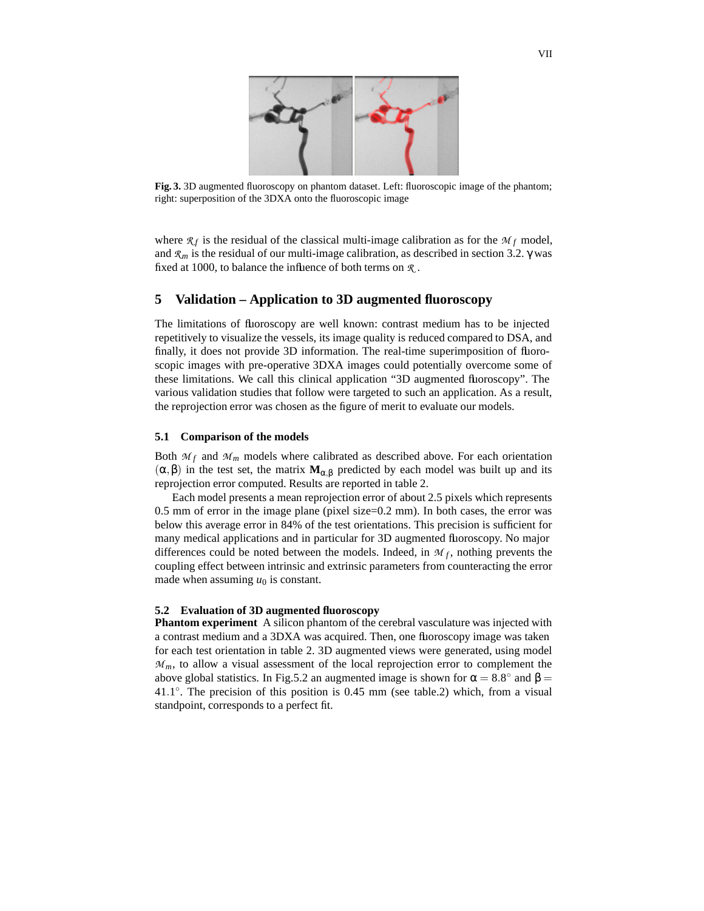**Fig. 3.** 3D augmented fluoroscopy on phantom dataset. Left: fluoroscopic image of the phantom; right: superposition of the 3DXA onto the fluoroscopic image

where $\mathcal{R}_f$ is the residual of the classical multi-image calibration as for the $\mathcal{M}_f$ model, and $\mathcal{R}_m$ is the residual of our multi-image calibration, as described in section 3.2. $\gamma$ was fixed at 1000, to balance the influence of both terms on $\mathcal{R}$.

## 5 Validation – Application to 3D augmented fluoroscopy

The limitations of fluoroscopy are well known: contrast medium has to be injected repetitively to visualize the vessels, its image quality is reduced compared to DSA, and finally, it does not provide 3D information. The real-time superimposition of fluoroscopic images with pre-operative 3DXA images could potentially overcome some of these limitations. We call this clinical application "3D augmented fluoroscopy". The various validation studies that follow were targeted to such an application. As a result, the reprojection error was chosen as the figure of merit to evaluate our models.

### 5.1 Comparison of the models

Both $\mathcal{M}_f$ and $\mathcal{M}_m$ models where calibrated as described above. For each orientation $(\alpha, \beta)$ in the test set, the matrix $\mathbf{M}_{\alpha,\beta}$ predicted by each model was built up and its reprojection error computed. Results are reported in table 2.

Each model presents a mean reprojection error of about 2.5 pixels which represents 0.5 mm of error in the image plane (pixel size=0.2 mm). In both cases, the error was below this average error in 84% of the test orientations. This precision is sufficient for many medical applications and in particular for 3D augmented fluoroscopy. No major differences could be noted between the models. Indeed, in $\mathcal{M}_f$, nothing prevents the coupling effect between intrinsic and extrinsic parameters from counteracting the error made when assuming $u_0$ is constant.

### 5.2 Evaluation of 3D augmented fluoroscopy

**Phantom experiment** A silicon phantom of the cerebral vasculature was injected with a contrast medium and a 3DXA was acquired. Then, one fluoroscopy image was taken for each test orientation in table 2. 3D augmented views were generated, using model $\mathcal{M}_m$, to allow a visual assessment of the local reprojection error to complement the above global statistics. In Fig.5.2 an augmented image is shown for $\alpha = 8.8^\circ$ and $\beta = 41.1^\circ$. The precision of this position is 0.45 mm (see table.2) which, from a visual standpoint, corresponds to a perfect fit.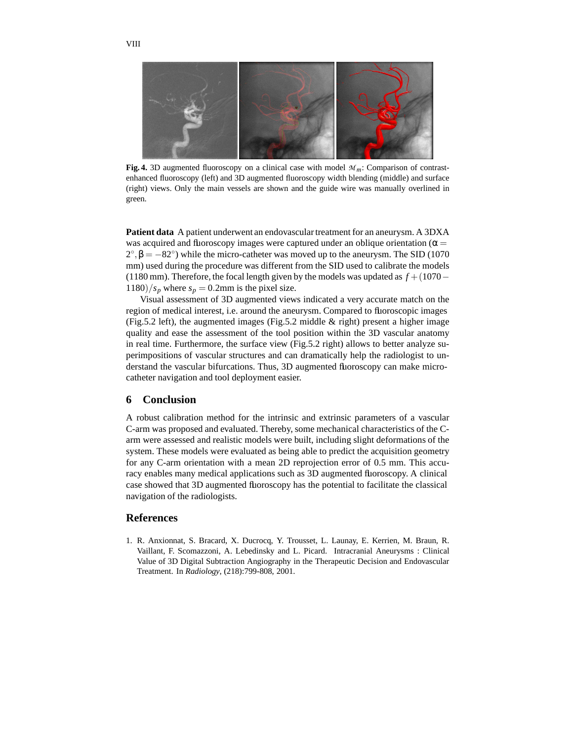**Fig. 4.** 3D augmented fluoroscopy on a clinical case with model $\mathcal{M}_m$: Comparison of contrast-enhanced fluoroscopy (left) and 3D augmented fluoroscopy width blending (middle) and surface (right) views. Only the main vessels are shown and the guide wire was manually overlined in green.

**Patient data** A patient underwent an endovascular treatment for an aneurysm. A 3DXA was acquired and fluoroscopy images were captured under an oblique orientation ($\alpha = 2^\circ, \beta = -82^\circ$) while the micro-catheter was moved up to the aneurysm. The SID (1070 mm) used during the procedure was different from the SID used to calibrate the models (1180 mm). Therefore, the focal length given by the models was updated as $f + (1070 - 1180)/s_p$ where $s_p = 0.2$mm is the pixel size.

Visual assessment of 3D augmented views indicated a very accurate match on the region of medical interest, i.e. around the aneurysm. Compared to fluoroscopic images (Fig.5.2 left), the augmented images (Fig.5.2 middle & right) present a higher image quality and ease the assessment of the tool position within the 3D vascular anatomy in real time. Furthermore, the surface view (Fig.5.2 right) allows to better analyze superimpositions of vascular structures and can dramatically help the radiologist to understand the vascular bifurcations. Thus, 3D augmented fluoroscopy can make micro-catheter navigation and tool deployment easier.

## 6 Conclusion

A robust calibration method for the intrinsic and extrinsic parameters of a vascular C-arm was proposed and evaluated. Thereby, some mechanical characteristics of the C-arm were assessed and realistic models were built, including slight deformations of the system. These models were evaluated as being able to predict the acquisition geometry for any C-arm orientation with a mean 2D reprojection error of 0.5 mm. This accuracy enables many medical applications such as 3D augmented fluoroscopy. A clinical case showed that 3D augmented fluoroscopy has the potential to facilitate the classical navigation of the radiologists.

## References

1. R. Anxionnat, S. Bracard, X. Ducrocq, Y. Trousset, L. Launay, E. Kerrien, M. Braun, R. Vaillant, F. Scomazzoni, A. Lebedinsky and L. Picard. Intracranial Aneurysms : Clinical Value of 3D Digital Subtraction Angiography in the Therapeutic Decision and Endovascular Treatment. In *Radiology*, (218):799-808, 2001.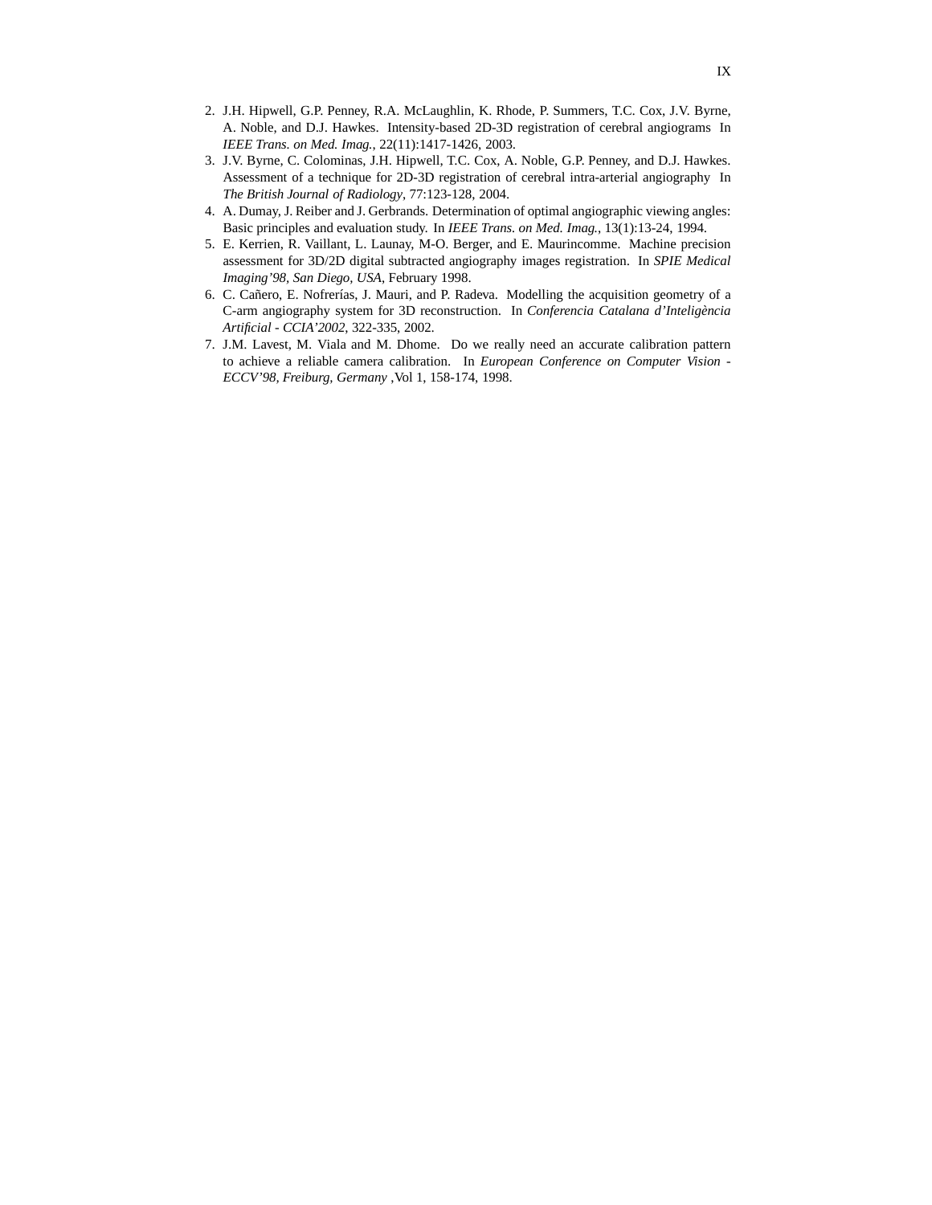2. J.H. Hipwell, G.P. Penney, R.A. McLaughlin, K. Rhode, P. Summers, T.C. Cox, J.V. Byrne, A. Noble, and D.J. Hawkes. Intensity-based 2D-3D registration of cerebral angiograms In *IEEE Trans. on Med. Imag.*, 22(11):1417-1426, 2003.
3. J.V. Byrne, C. Colominas, J.H. Hipwell, T.C. Cox, A. Noble, G.P. Penney, and D.J. Hawkes. Assessment of a technique for 2D-3D registration of cerebral intra-arterial angiography In *The British Journal of Radiology*, 77:123-128, 2004.
4. A. Dumay, J. Reiber and J. Gerbrands. Determination of optimal angiographic viewing angles: Basic principles and evaluation study. In *IEEE Trans. on Med. Imag.*, 13(1):13-24, 1994.
5. E. Kerrien, R. Vaillant, L. Launay, M-O. Berger, and E. Maurincomme. Machine precision assessment for 3D/2D digital subtracted angiography images registration. In *SPIE Medical Imaging'98, San Diego, USA*, February 1998.
6. C. Cañero, E. Nofrerías, J. Mauri, and P. Radeva. Modelling the acquisition geometry of a C-arm angiography system for 3D reconstruction. In *Conferencia Catalana d'Inteligència Artificial - CCIA'2002*, 322-335, 2002.
7. J.M. Lavest, M. Viala and M. Dhome. Do we really need an accurate calibration pattern to achieve a reliable camera calibration. In *European Conference on Computer Vision - ECCV'98, Freiburg, Germany* ,Vol 1, 158-174, 1998.